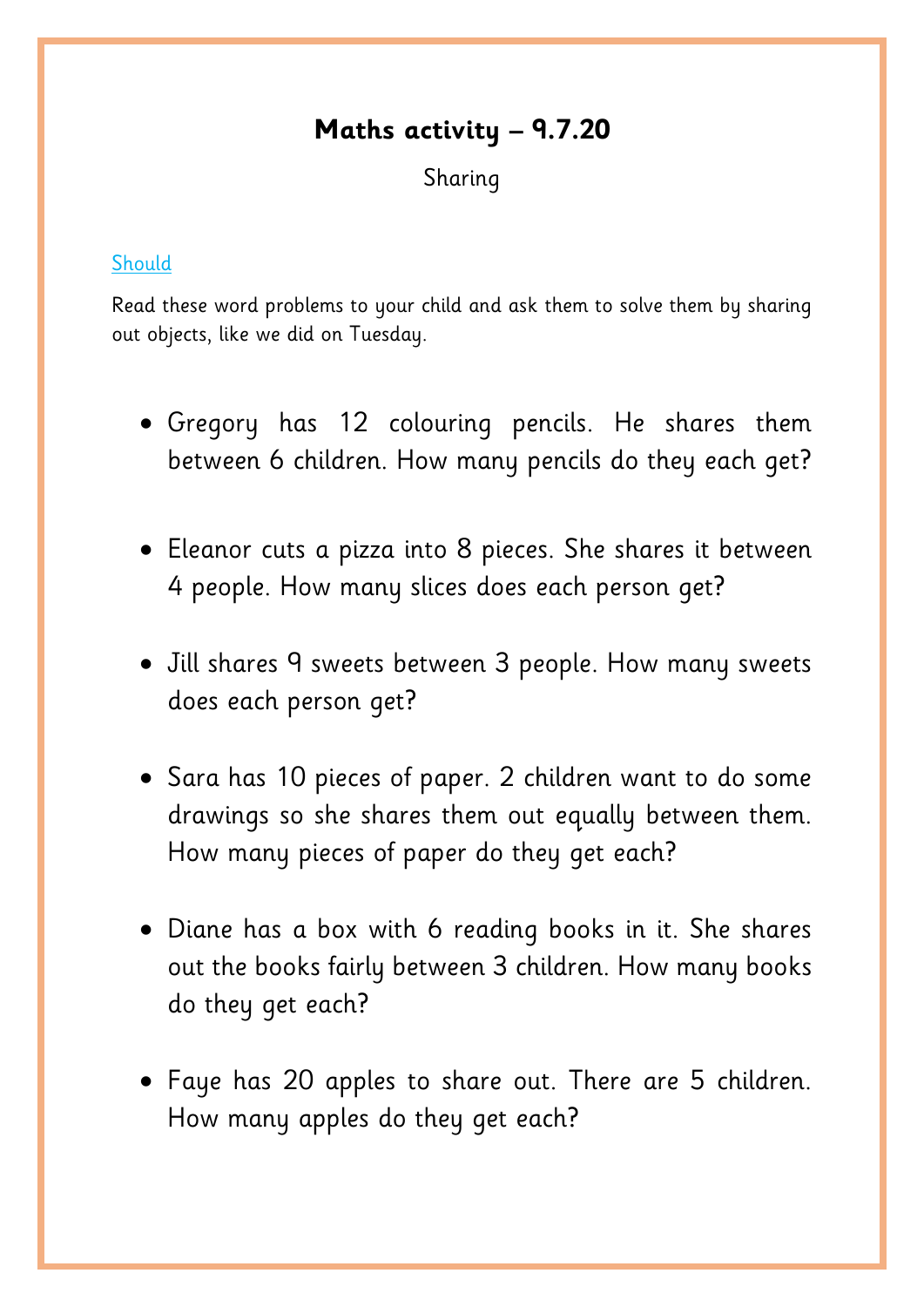# **Maths activity – 9.7.20**

Sharing

Should

Read these word problems to your child and ask them to solve them by sharing out objects, like we did on Tuesday.

- Gregory has 12 colouring pencils. He shares them between 6 children. How many pencils do they each get?
- Eleanor cuts a pizza into 8 pieces. She shares it between 4 people. How many slices does each person get?
- Jill shares 9 sweets between 3 people. How many sweets does each person get?
- Sara has 10 pieces of paper. 2 children want to do some drawings so she shares them out equally between them. How many pieces of paper do they get each?
- Diane has a box with 6 reading books in it. She shares out the books fairly between 3 children. How many books do they get each?
- Faye has 20 apples to share out. There are 5 children. How many apples do they get each?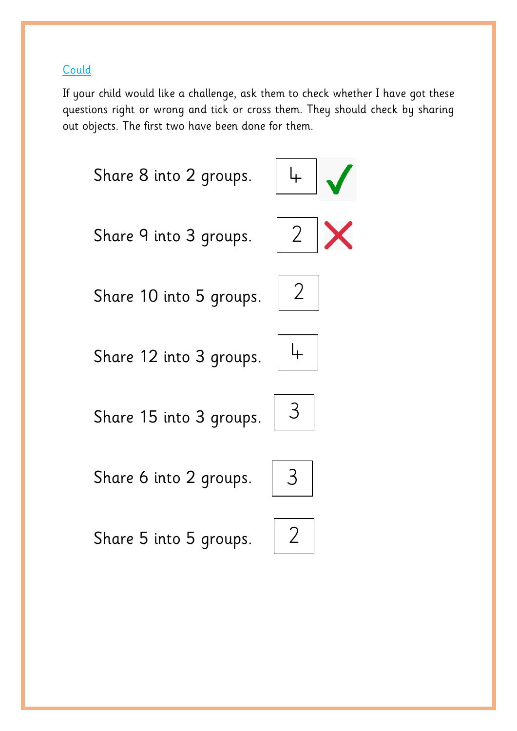Could

If your child would like a challenge, ask them to check whether I have got these questions right or wrong and tick or cross them. They should check by sharing out objects. The first two have been done for them.

| | | |
|---|---|---|
| Share 8 into 2 groups. | 4 | ✓ |
| Share 9 into 3 groups. | 2 | ✗ |
| Share 10 into 5 groups. | 2 | |
| Share 12 into 3 groups. | 4 | |
| Share 15 into 3 groups. | 3 | |
| Share 6 into 2 groups. | 3 | |
| Share 5 into 5 groups. | 2 | |